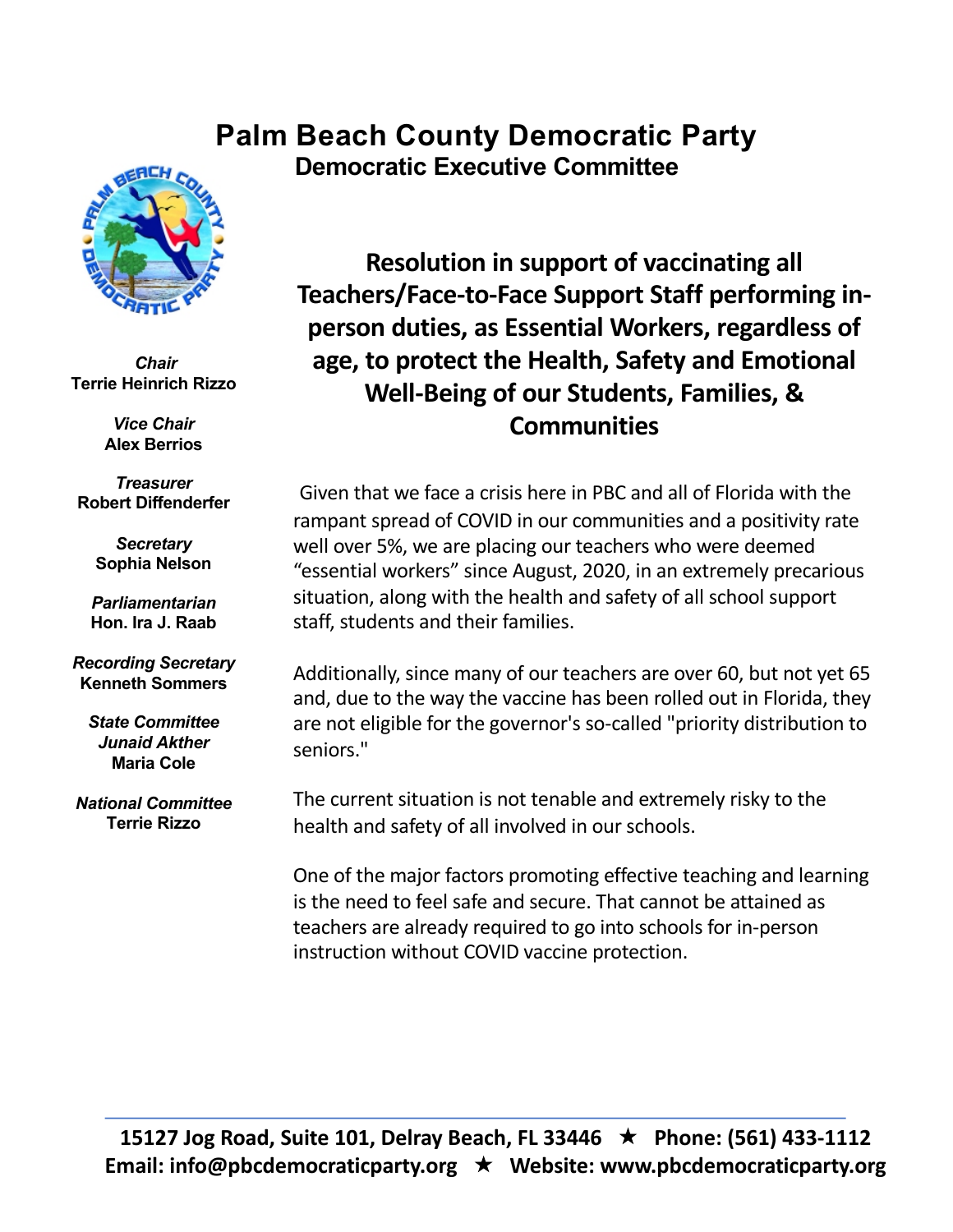# Palm Beach County Democratic Party

## Democratic Executive Committee

*Chair*
**Terrie Heinrich Rizzo**

*Vice Chair*
**Alex Berrios**

*Treasurer*
**Robert Diffenderfer**

*Secretary*
**Sophia Nelson**

*Parliamentarian*
**Hon. Ira J. Raab**

*Recording Secretary*
**Kenneth Sommers**

*State Committee*
*Junaid Akther*
**Maria Cole**

*National Committee*
**Terrie Rizzo**

## Resolution in support of vaccinating all Teachers/Face-to-Face Support Staff performing in-person duties, as Essential Workers, regardless of age, to protect the Health, Safety and Emotional Well-Being of our Students, Families, & Communities

Given that we face a crisis here in PBC and all of Florida with the rampant spread of COVID in our communities and a positivity rate well over 5%, we are placing our teachers who were deemed "essential workers" since August, 2020, in an extremely precarious situation, along with the health and safety of all school support staff, students and their families.

Additionally, since many of our teachers are over 60, but not yet 65 and, due to the way the vaccine has been rolled out in Florida, they are not eligible for the governor's so-called "priority distribution to seniors."

The current situation is not tenable and extremely risky to the health and safety of all involved in our schools.

One of the major factors promoting effective teaching and learning is the need to feel safe and secure. That cannot be attained as teachers are already required to go into schools for in-person instruction without COVID vaccine protection.

**15127 Jog Road, Suite 101, Delray Beach, FL 33446 ★ Phone: (561) 433-1112**
**Email: info@pbcdemocraticparty.org ★ Website: www.pbcdemocraticparty.org**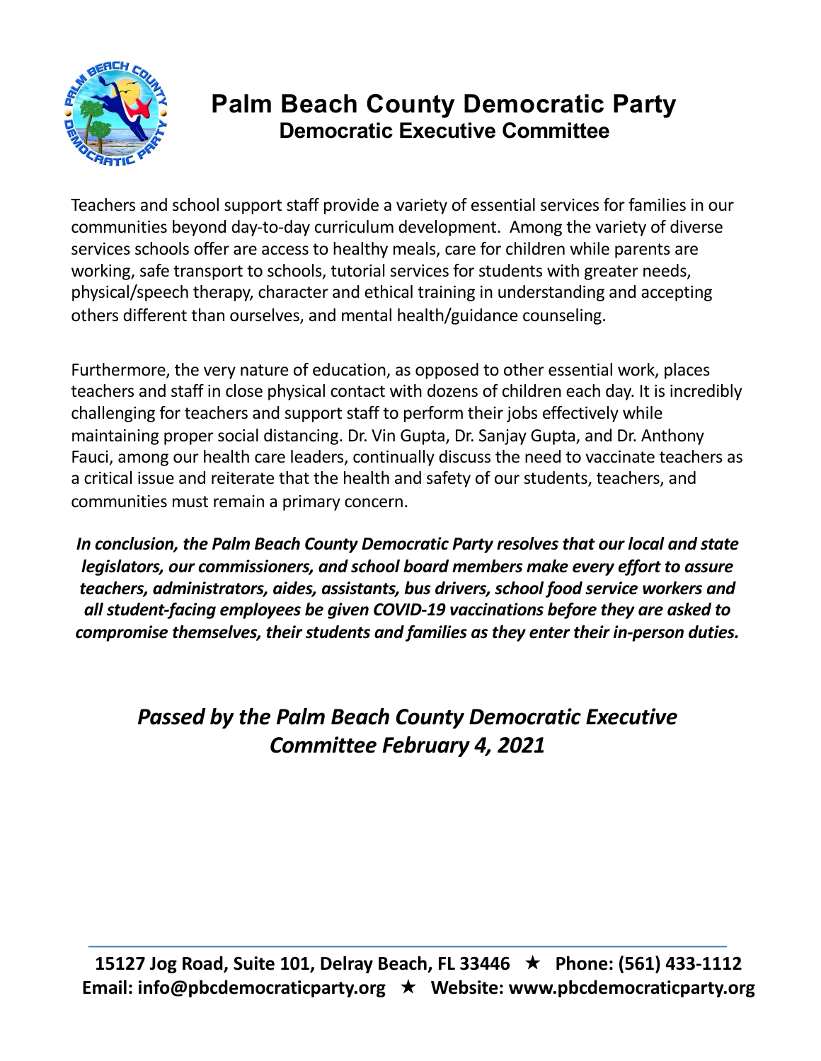# Palm Beach County Democratic Party

## Democratic Executive Committee

Teachers and school support staff provide a variety of essential services for families in our communities beyond day-to-day curriculum development. Among the variety of diverse services schools offer are access to healthy meals, care for children while parents are working, safe transport to schools, tutorial services for students with greater needs, physical/speech therapy, character and ethical training in understanding and accepting others different than ourselves, and mental health/guidance counseling.

Furthermore, the very nature of education, as opposed to other essential work, places teachers and staff in close physical contact with dozens of children each day. It is incredibly challenging for teachers and support staff to perform their jobs effectively while maintaining proper social distancing. Dr. Vin Gupta, Dr. Sanjay Gupta, and Dr. Anthony Fauci, among our health care leaders, continually discuss the need to vaccinate teachers as a critical issue and reiterate that the health and safety of our students, teachers, and communities must remain a primary concern.

***In conclusion, the Palm Beach County Democratic Party resolves that our local and state legislators, our commissioners, and school board members make every effort to assure teachers, administrators, aides, assistants, bus drivers, school food service workers and all student-facing employees be given COVID-19 vaccinations before they are asked to compromise themselves, their students and families as they enter their in-person duties.***

*Passed by the Palm Beach County Democratic Executive Committee February 4, 2021*

**15127 Jog Road, Suite 101, Delray Beach, FL 33446 ★ Phone: (561) 433-1112**
**Email: info@pbcdemocraticparty.org ★ Website: www.pbcdemocraticparty.org**